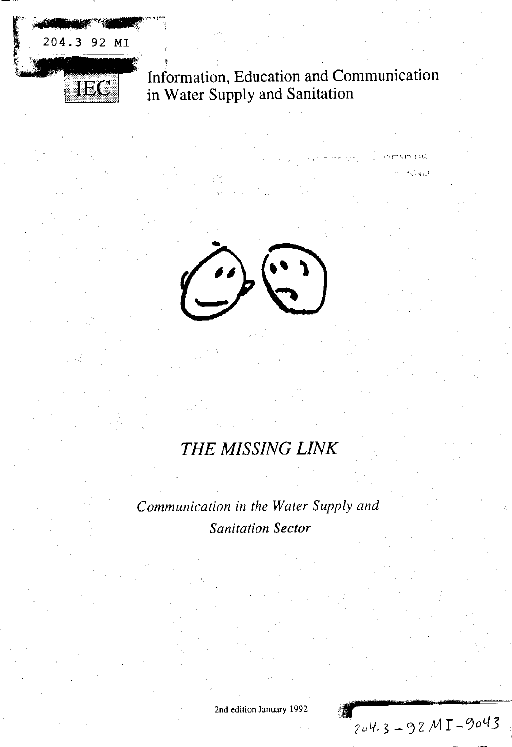204.3 92 MI

IEC

Information, Education and Communication in Water Supply and Sanitation

# *THE MISSING LINK*

*Communication in the Water Supply and Sanitation Sector*

2nd edition January 1992

204.3 - 92 MI - 9043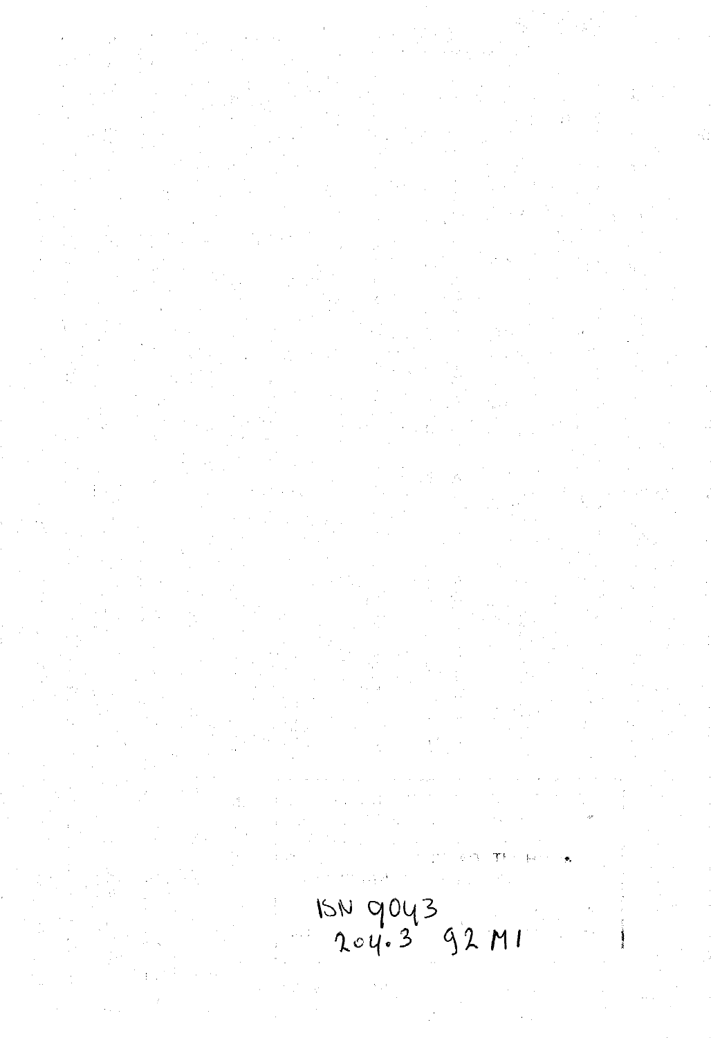ISN 9043
204.3 92 M1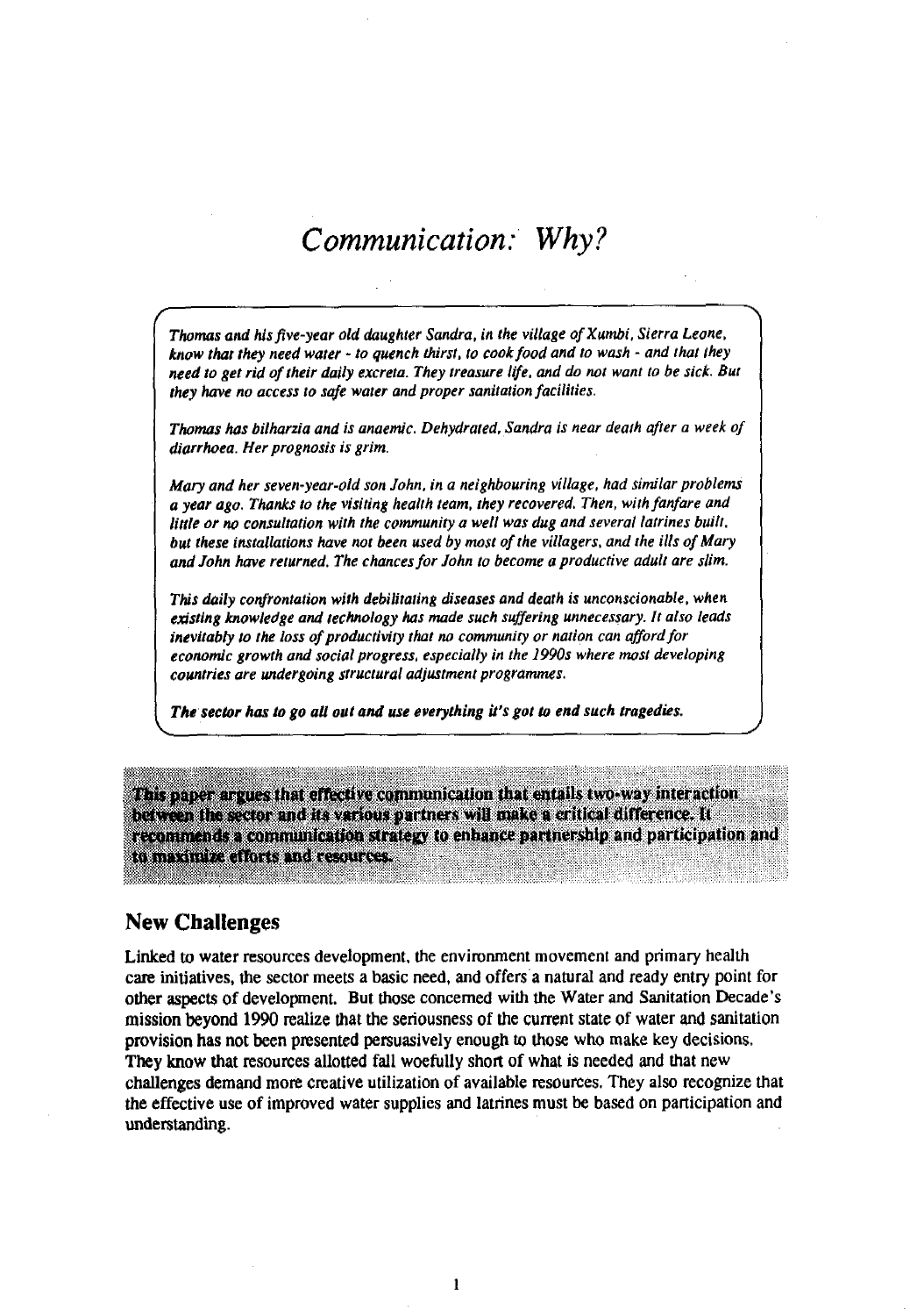# *Communication: Why?*

*Thomas and his five-year old daughter Sandra, in the village of Xumbi, Sierra Leone, know that they need water - to quench thirst, to cook food and to wash - and that they need to get rid of their daily excreta. They treasure life, and do not want to be sick. But they have no access to safe water and proper sanitation facilities.*

*Thomas has bilharzia and is anaemic. Dehydrated, Sandra is near death after a week of diarrhoea. Her prognosis is grim.*

*Mary and her seven-year-old son John, in a neighbouring village, had similar problems a year ago. Thanks to the visiting health team, they recovered. Then, with fanfare and little or no consultation with the community a well was dug and several latrines built, but these installations have not been used by most of the villagers, and the ills of Mary and John have returned. The chances for John to become a productive adult are slim.*

*This daily confrontation with debilitating diseases and death is unconscionable, when existing knowledge and technology has made such suffering unnecessary. It also leads inevitably to the loss of productivity that no community or nation can afford for economic growth and social progress, especially in the 1990s where most developing countries are undergoing structural adjustment programmes.*

***The sector has to go all out and use everything it's got to end such tragedies.***

**This paper argues that effective communication that entails two-way interaction between the sector and its various partners will make a critical difference. It recommends a communication strategy to enhance partnership and participation and to maximize efforts and resources.**

## New Challenges

Linked to water resources development, the environment movement and primary health care initiatives, the sector meets a basic need, and offers a natural and ready entry point for other aspects of development. But those concerned with the Water and Sanitation Decade's mission beyond 1990 realize that the seriousness of the current state of water and sanitation provision has not been presented persuasively enough to those who make key decisions. They know that resources allotted fall woefully short of what is needed and that new challenges demand more creative utilization of available resources. They also recognize that the effective use of improved water supplies and latrines must be based on participation and understanding.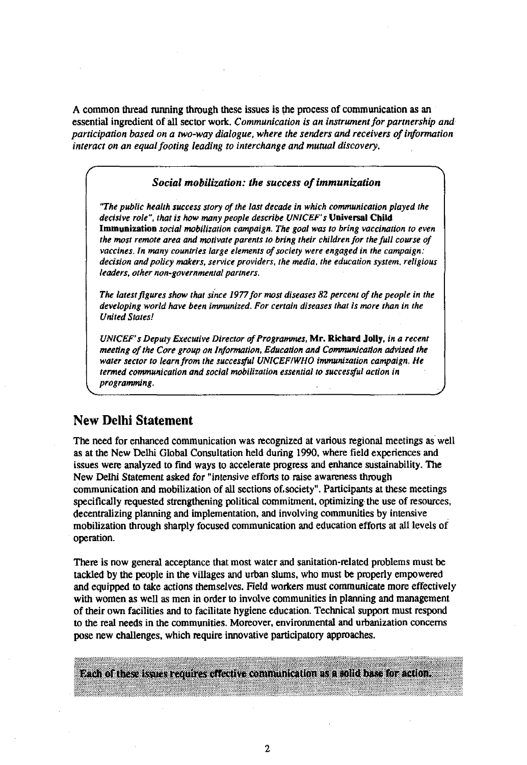A common thread running through these issues is the process of communication as an essential ingredient of all sector work. *Communication is an instrument for partnership and participation based on a two-way dialogue, where the senders and receivers of information interact on an equal footing leading to interchange and mutual discovery.*

> ***Social mobilization: the success of immunization***
>
> *"The public health success story of the last decade in which communication played the decisive role", that is how many people describe UNICEF's* **Universal Child Immunization** *social mobilization campaign. The goal was to bring vaccination to even the most remote area and motivate parents to bring their children for the full course of vaccines. In many countries large elements of society were engaged in the campaign: decision and policy makers, service providers, the media, the education system, religious leaders, other non-governmental partners.*
>
> *The latest figures show that since 1977 for most diseases 82 percent of the people in the developing world have been immunized. For certain diseases that is more than in the United States!*
>
> *UNICEF's Deputy Executive Director of Programmes,* **Mr. Richard Jolly,** *in a recent meeting of the Core group on Information, Education and Communication advised the water sector to learn from the successful UNICEF/WHO immunization campaign. He termed communication and social mobilization essential to successful action in programming.*

## New Delhi Statement

The need for enhanced communication was recognized at various regional meetings as well as at the New Delhi Global Consultation held during 1990, where field experiences and issues were analyzed to find ways to accelerate progress and enhance sustainability. The New Delhi Statement asked for "intensive efforts to raise awareness through communication and mobilization of all sections of society". Participants at these meetings specifically requested strengthening political commitment, optimizing the use of resources, decentralizing planning and implementation, and involving communities by intensive mobilization through sharply focused communication and education efforts at all levels of operation.

There is now general acceptance that most water and sanitation-related problems must be tackled by the people in the villages and urban slums, who must be properly empowered and equipped to take actions themselves. Field workers must communicate more effectively with women as well as men in order to involve communities in planning and management of their own facilities and to facilitate hygiene education. Technical support must respond to the real needs in the communities. Moreover, environmental and urbanization concerns pose new challenges, which require innovative participatory approaches.

**Each of these issues requires effective communication as a solid base for action.**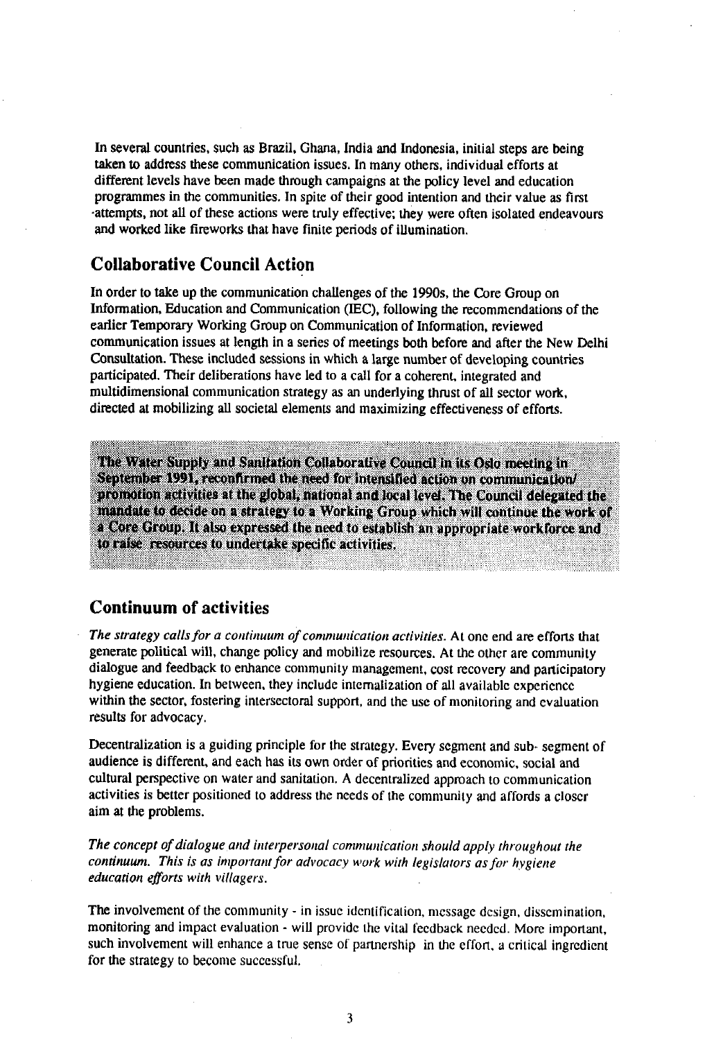In several countries, such as Brazil, Ghana, India and Indonesia, initial steps are being taken to address these communication issues. In many others, individual efforts at different levels have been made through campaigns at the policy level and education programmes in the communities. In spite of their good intention and their value as first attempts, not all of these actions were truly effective; they were often isolated endeavours and worked like fireworks that have finite periods of illumination.

## Collaborative Council Action

In order to take up the communication challenges of the 1990s, the Core Group on Information, Education and Communication (IEC), following the recommendations of the earlier Temporary Working Group on Communication of Information, reviewed communication issues at length in a series of meetings both before and after the New Delhi Consultation. These included sessions in which a large number of developing countries participated. Their deliberations have led to a call for a coherent, integrated and multidimensional communication strategy as an underlying thrust of all sector work, directed at mobilizing all societal elements and maximizing effectiveness of efforts.

**The Water Supply and Sanitation Collaborative Council in its Oslo meeting in September 1991, reconfirmed the need for intensified action on communication/promotion activities at the global, national and local level. The Council delegated the mandate to decide on a strategy to a Working Group which will continue the work of a Core Group. It also expressed the need to establish an appropriate workforce and to raise resources to undertake specific activities.**

## Continuum of activities

*The strategy calls for a continuum of communication activities.* At one end are efforts that generate political will, change policy and mobilize resources. At the other are community dialogue and feedback to enhance community management, cost recovery and participatory hygiene education. In between, they include internalization of all available experience within the sector, fostering intersectoral support, and the use of monitoring and evaluation results for advocacy.

Decentralization is a guiding principle for the strategy. Every segment and sub- segment of audience is different, and each has its own order of priorities and economic, social and cultural perspective on water and sanitation. A decentralized approach to communication activities is better positioned to address the needs of the community and affords a closer aim at the problems.

*The concept of dialogue and interpersonal communication should apply throughout the continuum. This is as important for advocacy work with legislators as for hygiene education efforts with villagers.*

The involvement of the community - in issue identification, message design, dissemination, monitoring and impact evaluation - will provide the vital feedback needed. More important, such involvement will enhance a true sense of partnership in the effort, a critical ingredient for the strategy to become successful.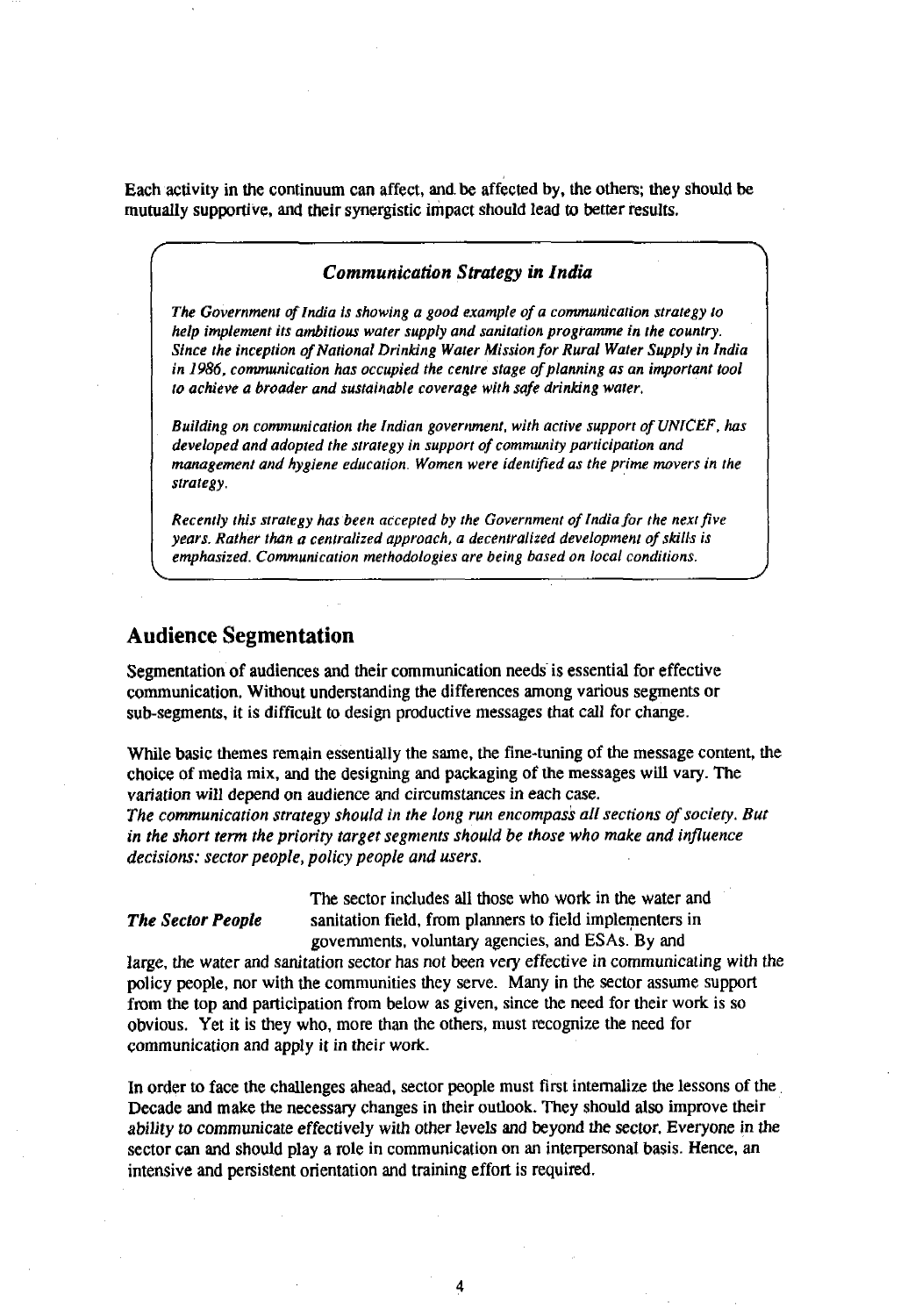Each activity in the continuum can affect, and be affected by, the others; they should be mutually supportive, and their synergistic impact should lead to better results.

> ***Communication Strategy in India***
>
> *The Government of India is showing a good example of a communication strategy to help implement its ambitious water supply and sanitation programme in the country. Since the inception of National Drinking Water Mission for Rural Water Supply in India in 1986, communication has occupied the centre stage of planning as an important tool to achieve a broader and sustainable coverage with safe drinking water.*
>
> *Building on communication the Indian government, with active support of UNICEF, has developed and adopted the strategy in support of community participation and management and hygiene education. Women were identified as the prime movers in the strategy.*
>
> *Recently this strategy has been accepted by the Government of India for the next five years. Rather than a centralized approach, a decentralized development of skills is emphasized. Communication methodologies are being based on local conditions.*

## Audience Segmentation

Segmentation of audiences and their communication needs is essential for effective communication. Without understanding the differences among various segments or sub-segments, it is difficult to design productive messages that call for change.

While basic themes remain essentially the same, the fine-tuning of the message content, the choice of media mix, and the designing and packaging of the messages will vary. The variation will depend on audience and circumstances in each case.
*The communication strategy should in the long run encompass all sections of society. But in the short term the priority target segments should be those who make and influence decisions: sector people, policy people and users.*

***The Sector People*** The sector includes all those who work in the water and sanitation field, from planners to field implementers in governments, voluntary agencies, and ESAs. By and large, the water and sanitation sector has not been very effective in communicating with the policy people, nor with the communities they serve. Many in the sector assume support from the top and participation from below as given, since the need for their work is so obvious. Yet it is they who, more than the others, must recognize the need for communication and apply it in their work.

In order to face the challenges ahead, sector people must first internalize the lessons of the Decade and make the necessary changes in their outlook. They should also improve their ability to communicate effectively with other levels and beyond the sector. Everyone in the sector can and should play a role in communication on an interpersonal basis. Hence, an intensive and persistent orientation and training effort is required.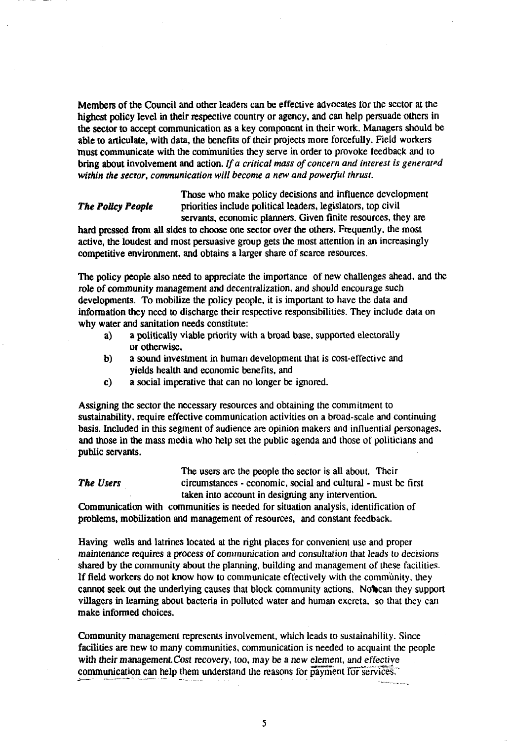Members of the Council and other leaders can be effective advocates for the sector at the highest policy level in their respective country or agency, and can help persuade others in the sector to accept communication as a key component in their work. Managers should be able to articulate, with data, the benefits of their projects more forcefully. Field workers must communicate with the communities they serve in order to provoke feedback and to bring about involvement and action. *If a critical mass of concern and interest is generated within the sector, communication will become a new and powerful thrust.*

***The Policy People***

Those who make policy decisions and influence development priorities include political leaders, legislators, top civil servants, economic planners. Given finite resources, they are hard pressed from all sides to choose one sector over the others. Frequently, the most active, the loudest and most persuasive group gets the most attention in an increasingly competitive environment, and obtains a larger share of scarce resources.

The policy people also need to appreciate the importance of new challenges ahead, and the role of community management and decentralization, and should encourage such developments. To mobilize the policy people, it is important to have the data and information they need to discharge their respective responsibilities. They include data on why water and sanitation needs constitute:

a) a politically viable priority with a broad base, supported electorally or otherwise,
b) a sound investment in human development that is cost-effective and yields health and economic benefits, and
c) a social imperative that can no longer be ignored.

Assigning the sector the necessary resources and obtaining the commitment to sustainability, require effective communication activities on a broad-scale and continuing basis. Included in this segment of audience are opinion makers and influential personages, and those in the mass media who help set the public agenda and those of politicians and public servants.

***The Users***

The users are the people the sector is all about. Their circumstances - economic, social and cultural - must be first taken into account in designing any intervention.

Communication with communities is needed for situation analysis, identification of problems, mobilization and management of resources, and constant feedback.

Having wells and latrines located at the right places for convenient use and proper maintenance requires a process of communication and consultation that leads to decisions shared by the community about the planning, building and management of these facilities. If field workers do not know how to communicate effectively with the community, they cannot seek out the underlying causes that block community actions. Nor can they support villagers in learning about bacteria in polluted water and human excreta, so that they can make informed choices.

Community management represents involvement, which leads to sustainability. Since facilities are new to many communities, communication is needed to acquaint the people with their management.Cost recovery, too, may be a new element, and effective communication can help them understand the reasons for payment for services.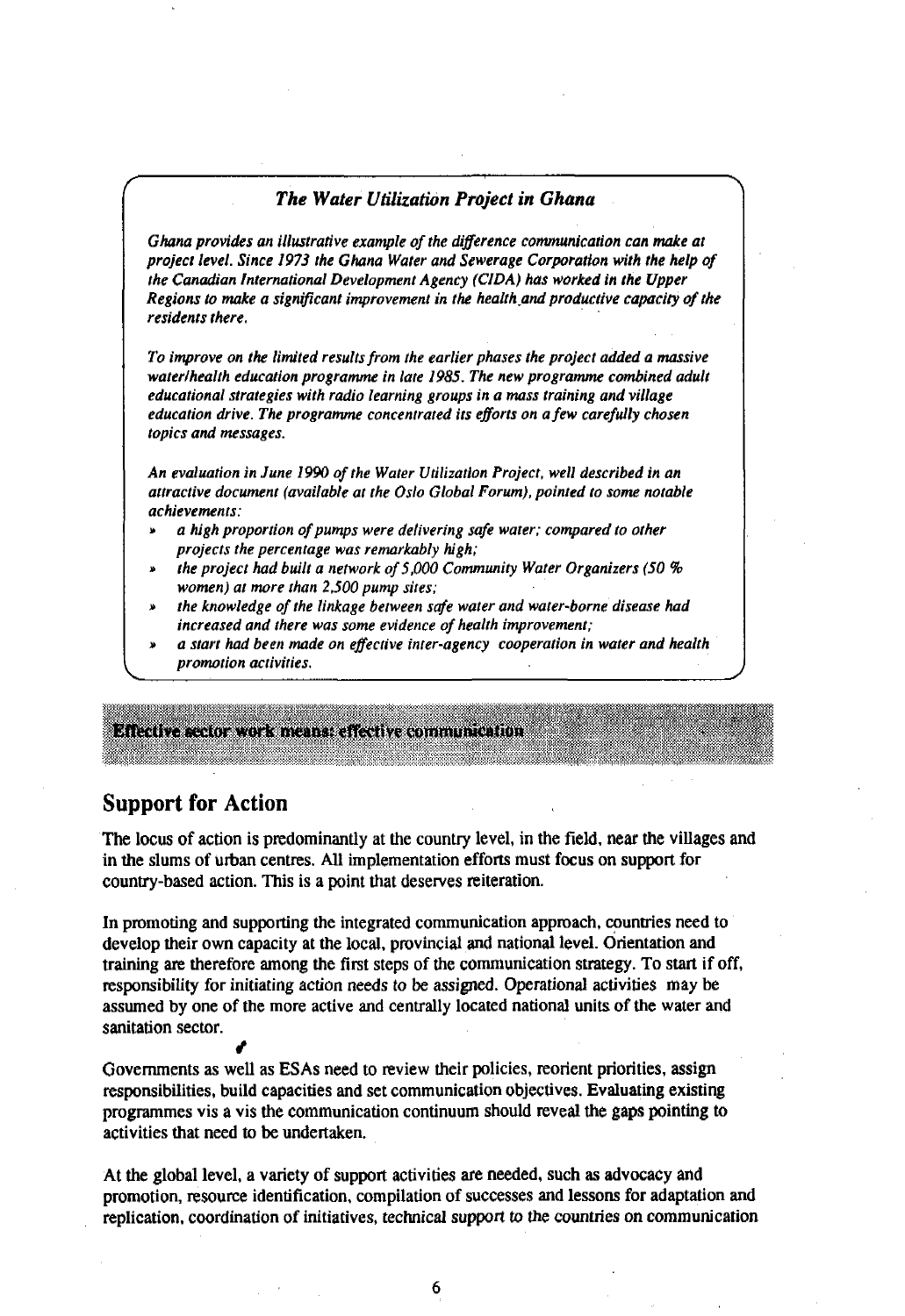### *The Water Utilization Project in Ghana*

*Ghana provides an illustrative example of the difference communication can make at project level. Since 1973 the Ghana Water and Sewerage Corporation with the help of the Canadian International Development Agency (CIDA) has worked in the Upper Regions to make a significant improvement in the health and productive capacity of the residents there.*

*To improve on the limited results from the earlier phases the project added a massive water/health education programme in late 1985. The new programme combined adult educational strategies with radio learning groups in a mass training and village education drive. The programme concentrated its efforts on a few carefully chosen topics and messages.*

*An evaluation in June 1990 of the Water Utilization Project, well described in an attractive document (available at the Oslo Global Forum), pointed to some notable achievements:*

- *a high proportion of pumps were delivering safe water; compared to other projects the percentage was remarkably high;*
- *the project had built a network of 5,000 Community Water Organizers (50 % women) at more than 2,500 pump sites;*
- *the knowledge of the linkage between safe water and water-borne disease had increased and there was some evidence of health improvement;*
- *a start had been made on effective inter-agency cooperation in water and health promotion activities.*

**Effective sector work means: effective communication**

## Support for Action

The locus of action is predominantly at the country level, in the field, near the villages and in the slums of urban centres. All implementation efforts must focus on support for country-based action. This is a point that deserves reiteration.

In promoting and supporting the integrated communication approach, countries need to develop their own capacity at the local, provincial and national level. Orientation and training are therefore among the first steps of the communication strategy. To start if off, responsibility for initiating action needs to be assigned. Operational activities may be assumed by one of the more active and centrally located national units of the water and sanitation sector.

Governments as well as ESAs need to review their policies, reorient priorities, assign responsibilities, build capacities and set communication objectives. Evaluating existing programmes vis a vis the communication continuum should reveal the gaps pointing to activities that need to be undertaken.

At the global level, a variety of support activities are needed, such as advocacy and promotion, resource identification, compilation of successes and lessons for adaptation and replication, coordination of initiatives, technical support to the countries on communication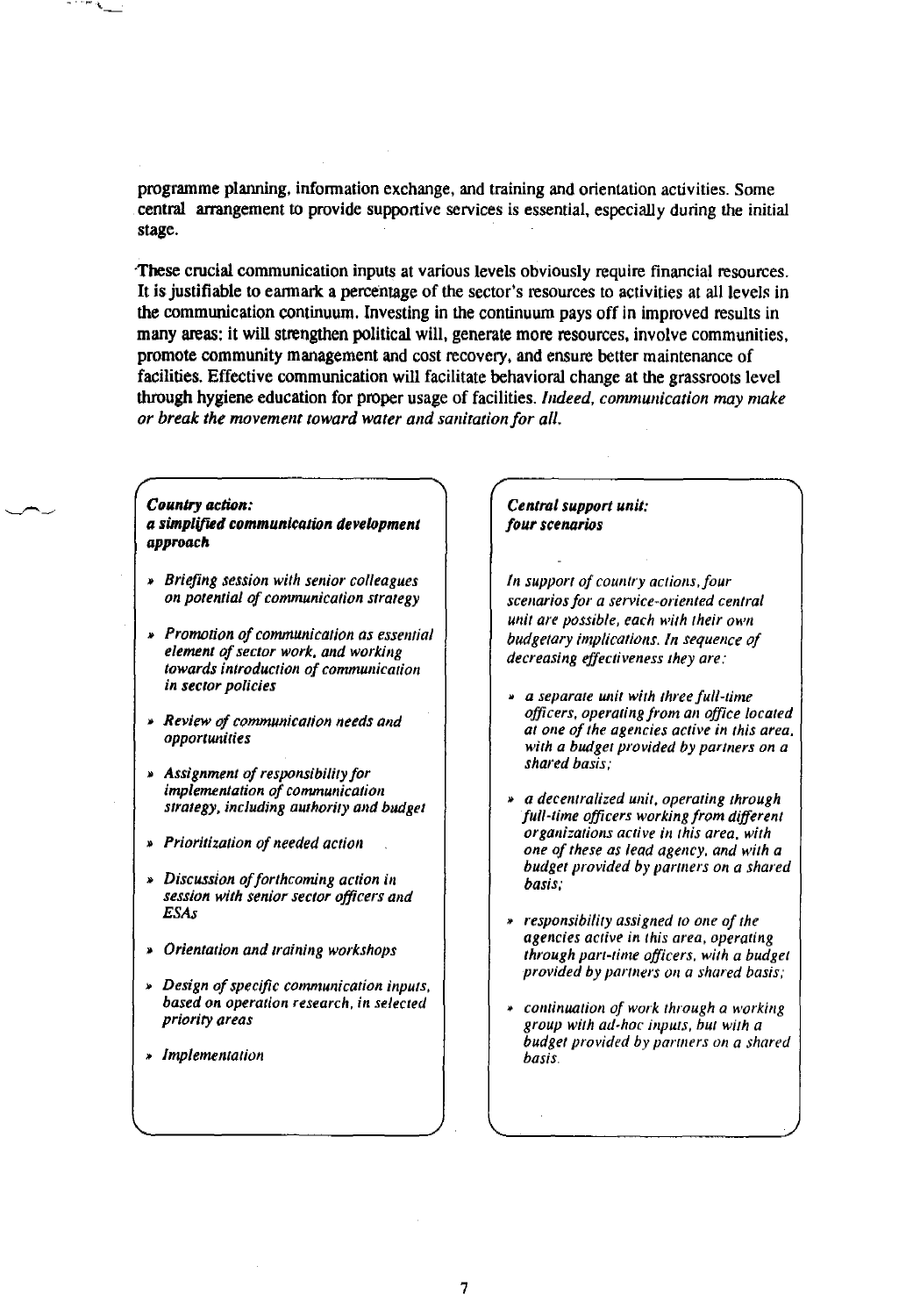programme planning, information exchange, and training and orientation activities. Some central arrangement to provide supportive services is essential, especially during the initial stage.

These crucial communication inputs at various levels obviously require financial resources. It is justifiable to earmark a percentage of the sector's resources to activities at all levels in the communication continuum. Investing in the continuum pays off in improved results in many areas: it will strengthen political will, generate more resources, involve communities, promote community management and cost recovery, and ensure better maintenance of facilities. Effective communication will facilitate behavioral change at the grassroots level through hygiene education for proper usage of facilities. *Indeed, communication may make or break the movement toward water and sanitation for all.*

***Country action: a simplified communication development approach***

- *Briefing session with senior colleagues on potential of communication strategy*
- *Promotion of communication as essential element of sector work, and working towards introduction of communication in sector policies*
- *Review of communication needs and opportunities*
- *Assignment of responsibility for implementation of communication strategy, including authority and budget*
- *Prioritization of needed action*
- *Discussion of forthcoming action in session with senior sector officers and ESAs*
- *Orientation and training workshops*
- *Design of specific communication inputs, based on operation research, in selected priority areas*
- *Implementation*

***Central support unit: four scenarios***

*In support of country actions, four scenarios for a service-oriented central unit are possible, each with their own budgetary implications. In sequence of decreasing effectiveness they are:*

- *a separate unit with three full-time officers, operating from an office located at one of the agencies active in this area, with a budget provided by partners on a shared basis;*
- *a decentralized unit, operating through full-time officers working from different organizations active in this area, with one of these as lead agency, and with a budget provided by partners on a shared basis;*
- *responsibility assigned to one of the agencies active in this area, operating through part-time officers, with a budget provided by partners on a shared basis;*
- *continuation of work through a working group with ad-hoc inputs, but with a budget provided by partners on a shared basis.*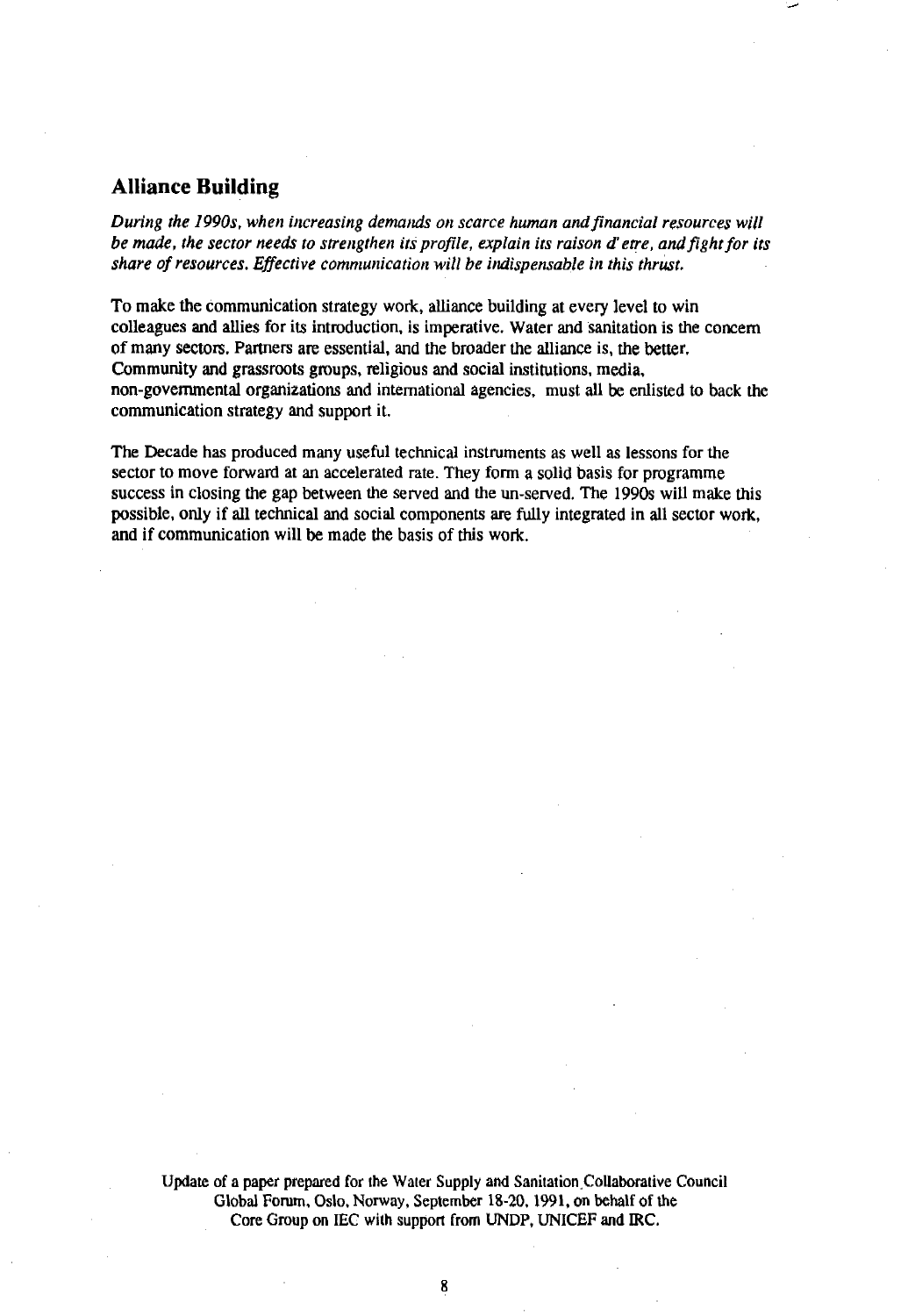## Alliance Building

*During the 1990s, when increasing demands on scarce human and financial resources will be made, the sector needs to strengthen its profile, explain its raison d'etre, and fight for its share of resources. Effective communication will be indispensable in this thrust.*

To make the communication strategy work, alliance building at every level to win colleagues and allies for its introduction, is imperative. Water and sanitation is the concern of many sectors. Partners are essential, and the broader the alliance is, the better. Community and grassroots groups, religious and social institutions, media, non-governmental organizations and international agencies, must all be enlisted to back the communication strategy and support it.

The Decade has produced many useful technical instruments as well as lessons for the sector to move forward at an accelerated rate. They form a solid basis for programme success in closing the gap between the served and the un-served. The 1990s will make this possible, only if all technical and social components are fully integrated in all sector work, and if communication will be made the basis of this work.

Update of a paper prepared for the Water Supply and Sanitation Collaborative Council Global Forum, Oslo, Norway, September 18-20, 1991, on behalf of the Core Group on IEC with support from UNDP, UNICEF and IRC.